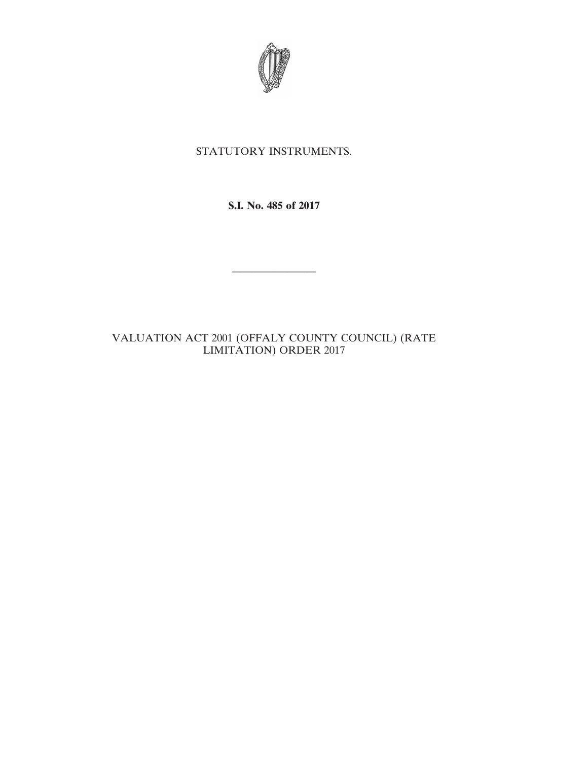STATUTORY INSTRUMENTS.

**S.I. No. 485 of 2017**

---

VALUATION ACT 2001 (OFFALY COUNTY COUNCIL) (RATE LIMITATION) ORDER 2017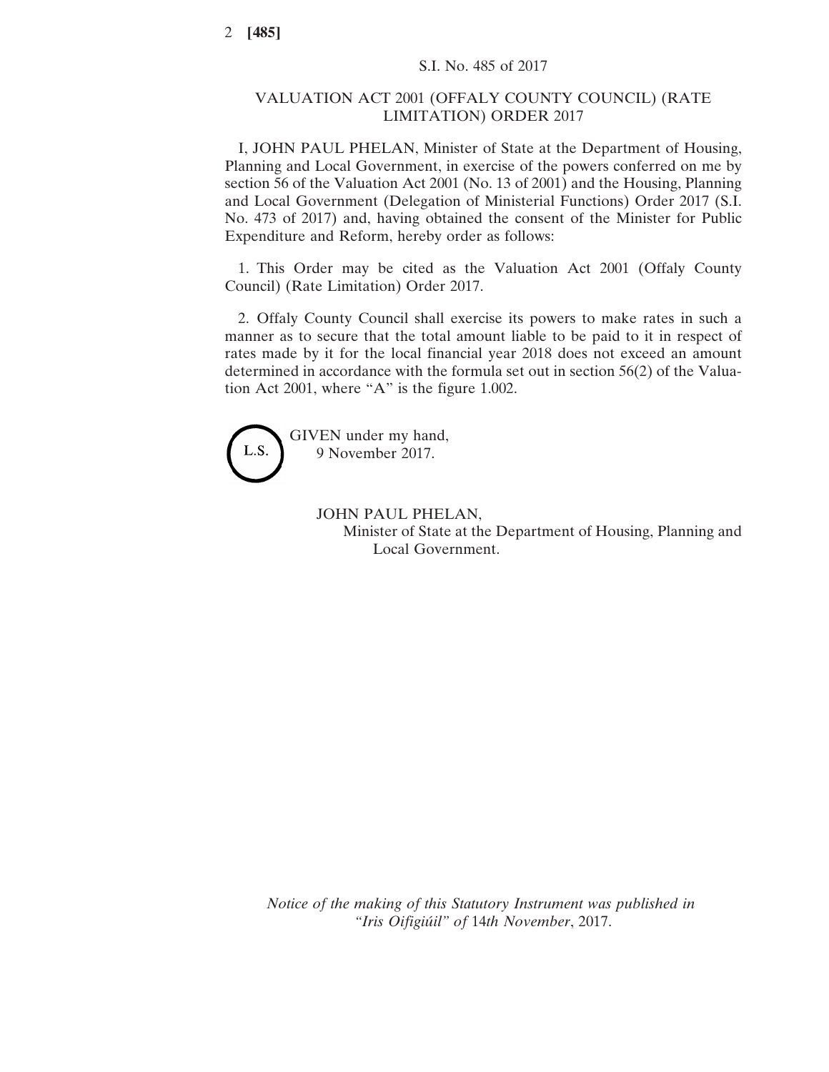S.I. No. 485 of 2017

# VALUATION ACT 2001 (OFFALY COUNTY COUNCIL) (RATE LIMITATION) ORDER 2017

I, JOHN PAUL PHELAN, Minister of State at the Department of Housing, Planning and Local Government, in exercise of the powers conferred on me by section 56 of the Valuation Act 2001 (No. 13 of 2001) and the Housing, Planning and Local Government (Delegation of Ministerial Functions) Order 2017 (S.I. No. 473 of 2017) and, having obtained the consent of the Minister for Public Expenditure and Reform, hereby order as follows:

1. This Order may be cited as the Valuation Act 2001 (Offaly County Council) (Rate Limitation) Order 2017.

2. Offaly County Council shall exercise its powers to make rates in such a manner as to secure that the total amount liable to be paid to it in respect of rates made by it for the local financial year 2018 does not exceed an amount determined in accordance with the formula set out in section 56(2) of the Valuation Act 2001, where "A" is the figure 1.002.

L.S.

GIVEN under my hand,
9 November 2017.

JOHN PAUL PHELAN,
Minister of State at the Department of Housing, Planning and Local Government.

*Notice of the making of this Statutory Instrument was published in "Iris Oifigiúil" of* 14*th November*, 2017.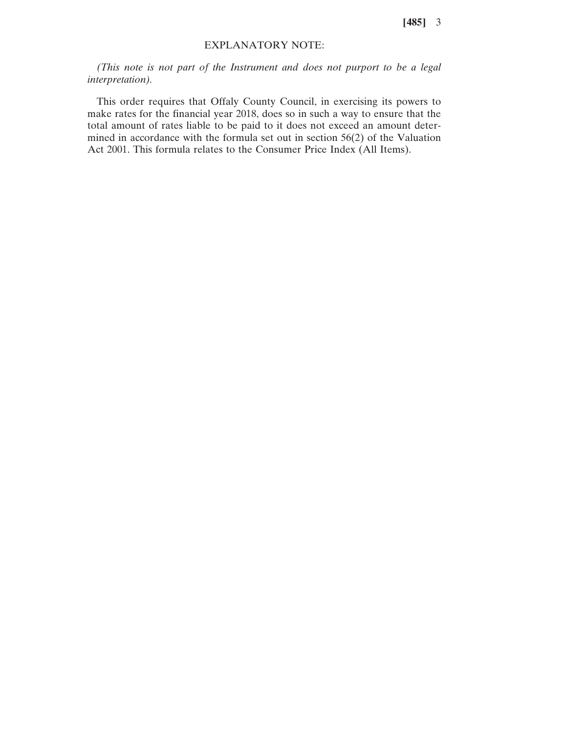## EXPLANATORY NOTE:

*(This note is not part of the Instrument and does not purport to be a legal interpretation).*

This order requires that Offaly County Council, in exercising its powers to make rates for the financial year 2018, does so in such a way to ensure that the total amount of rates liable to be paid to it does not exceed an amount determined in accordance with the formula set out in section 56(2) of the Valuation Act 2001. This formula relates to the Consumer Price Index (All Items).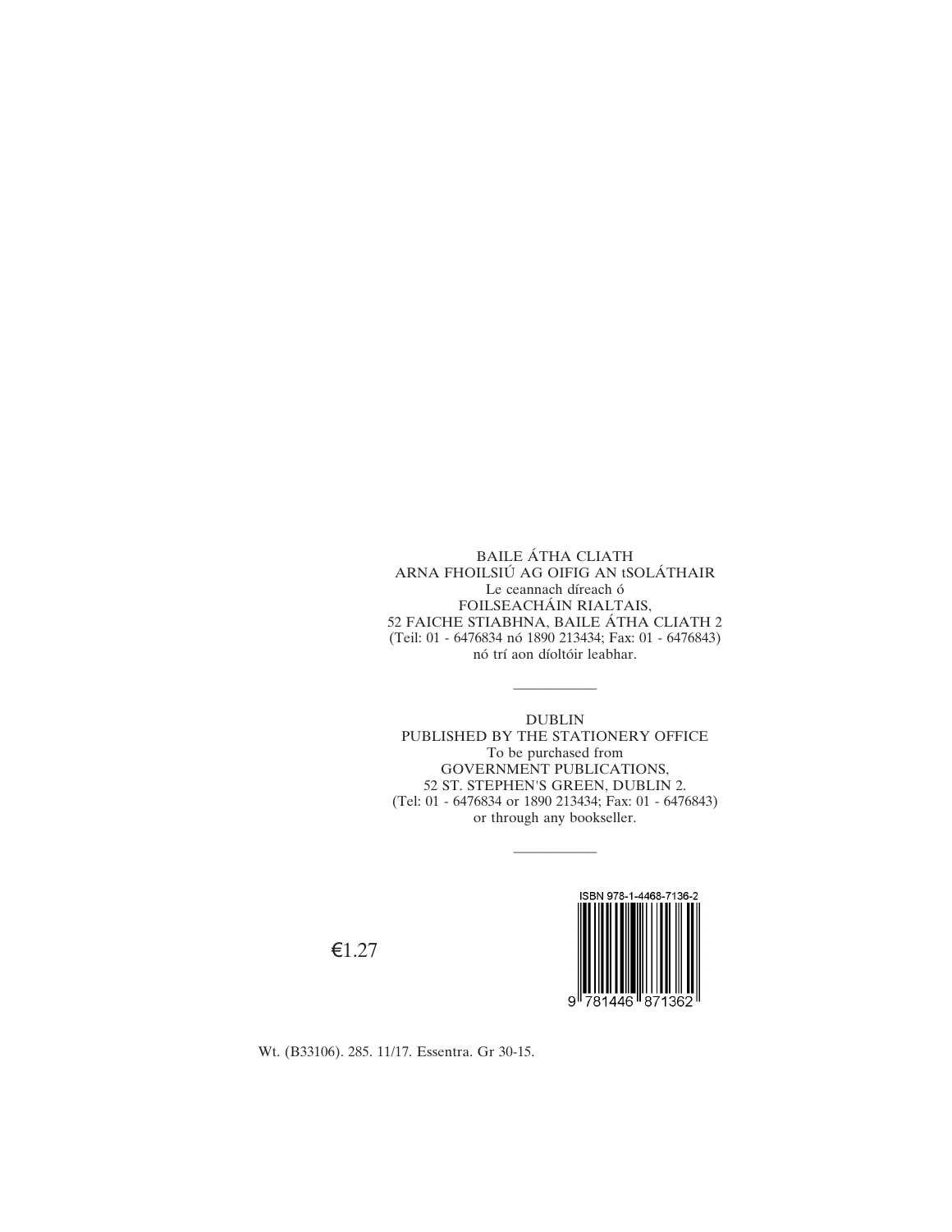BAILE ÁTHA CLIATH
ARNA FHOILSIÚ AG OIFIG AN tSOLÁTHAIR
Le ceannach díreach ó
FOILSEACHÁIN RIALTAIS,
52 FAICHE STIABHNA, BAILE ÁTHA CLIATH 2
(Teil: 01 - 6476834 nó 1890 213434; Fax: 01 - 6476843)
nó trí aon díoltóir leabhar.

---

DUBLIN
PUBLISHED BY THE STATIONERY OFFICE
To be purchased from
GOVERNMENT PUBLICATIONS,
52 ST. STEPHEN'S GREEN, DUBLIN 2.
(Tel: 01 - 6476834 or 1890 213434; Fax: 01 - 6476843)
or through any bookseller.

---

ISBN 978-1-4468-7136-2

9 781446 871362

€1.27

Wt. (B33106). 285. 11/17. Essentra. Gr 30-15.